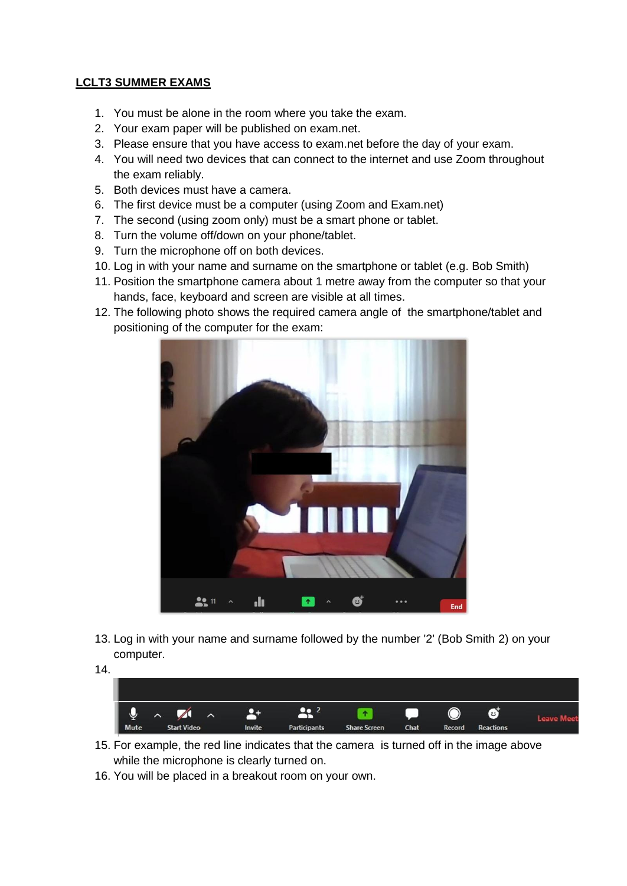**LCLT3 SUMMER EXAMS**

1. You must be alone in the room where you take the exam.
2. Your exam paper will be published on exam.net.
3. Please ensure that you have access to exam.net before the day of your exam.
4. You will need two devices that can connect to the internet and use Zoom throughout the exam reliably.
5. Both devices must have a camera.
6. The first device must be a computer (using Zoom and Exam.net)
7. The second (using zoom only) must be a smart phone or tablet.
8. Turn the volume off/down on your phone/tablet.
9. Turn the microphone off on both devices.
10. Log in with your name and surname on the smartphone or tablet (e.g. Bob Smith)
11. Position the smartphone camera about 1 metre away from the computer so that your hands, face, keyboard and screen are visible at all times.
12. The following photo shows the required camera angle of the smartphone/tablet and positioning of the computer for the exam:
13. Log in with your name and surname followed by the number '2' (Bob Smith 2) on your computer.
14. 
15. For example, the red line indicates that the camera is turned off in the image above while the microphone is clearly turned on.
16. You will be placed in a breakout room on your own.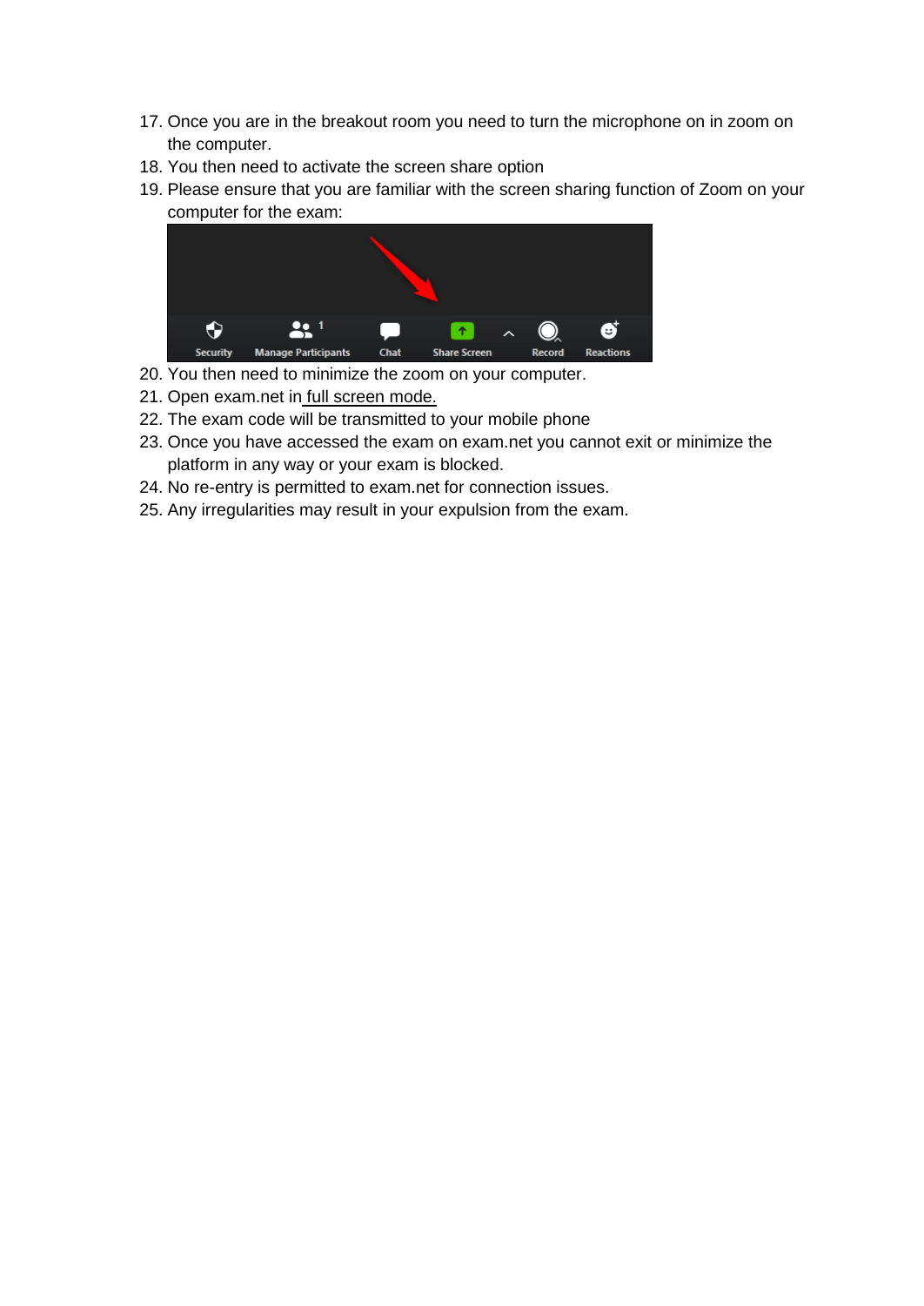17. Once you are in the breakout room you need to turn the microphone on in zoom on the computer.
18. You then need to activate the screen share option
19. Please ensure that you are familiar with the screen sharing function of Zoom on your computer for the exam:

Security Manage Participants 1 Chat Share Screen Record Reactions

20. You then need to minimize the zoom on your computer.
21. Open exam.net in full screen mode.
22. The exam code will be transmitted to your mobile phone
23. Once you have accessed the exam on exam.net you cannot exit or minimize the platform in any way or your exam is blocked.
24. No re-entry is permitted to exam.net for connection issues.
25. Any irregularities may result in your expulsion from the exam.